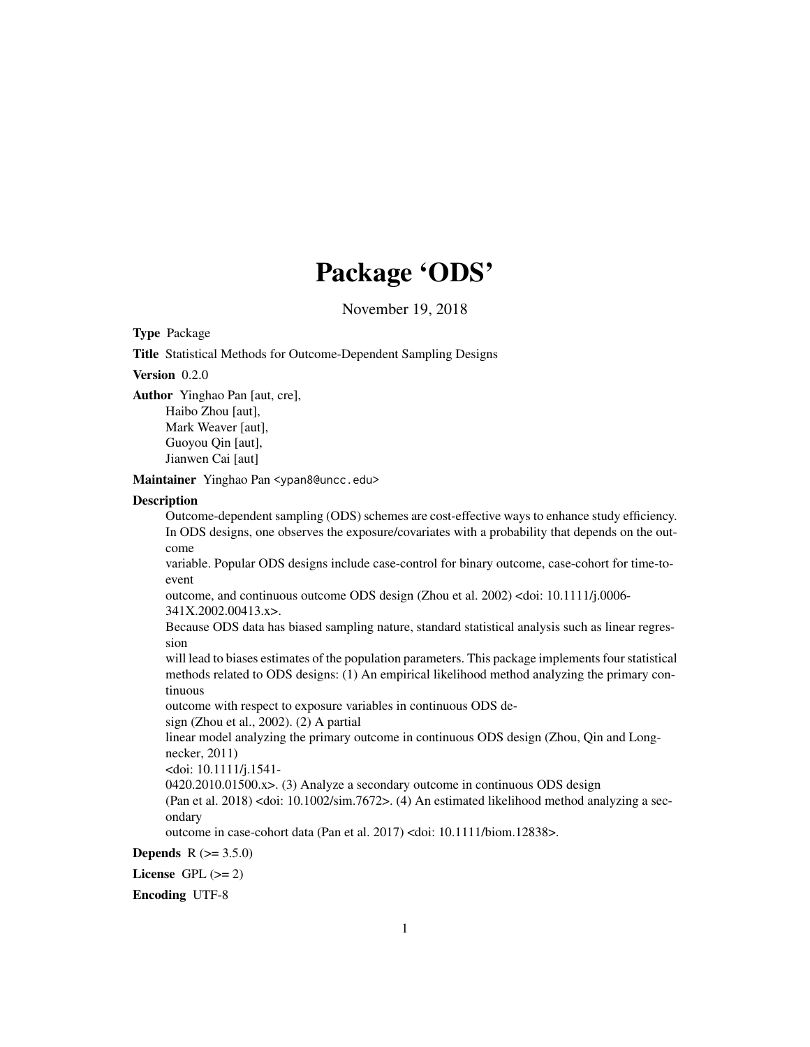# Package 'ODS'

November 19, 2018

**Type** Package

**Title** Statistical Methods for Outcome-Dependent Sampling Designs

**Version** 0.2.0

**Author** Yinghao Pan [aut, cre],
Haibo Zhou [aut],
Mark Weaver [aut],
Guoyou Qin [aut],
Jianwen Cai [aut]

**Maintainer** Yinghao Pan <ypan8@uncc.edu>

**Description**
Outcome-dependent sampling (ODS) schemes are cost-effective ways to enhance study efficiency. In ODS designs, one observes the exposure/covariates with a probability that depends on the outcome variable. Popular ODS designs include case-control for binary outcome, case-cohort for time-to-event outcome, and continuous outcome ODS design (Zhou et al. 2002) <doi: 10.1111/j.0006-341X.2002.00413.x>.
Because ODS data has biased sampling nature, standard statistical analysis such as linear regression will lead to biases estimates of the population parameters. This package implements four statistical methods related to ODS designs: (1) An empirical likelihood method analyzing the primary continuous outcome with respect to exposure variables in continuous ODS design (Zhou et al., 2002). (2) A partial linear model analyzing the primary outcome in continuous ODS design (Zhou, Qin and Longnecker, 2011) <doi: 10.1111/j.1541-0420.2010.01500.x>. (3) Analyze a secondary outcome in continuous ODS design (Pan et al. 2018) <doi: 10.1002/sim.7672>. (4) An estimated likelihood method analyzing a secondary outcome in case-cohort data (Pan et al. 2017) <doi: 10.1111/biom.12838>.

**Depends** R (>= 3.5.0)

**License** GPL (>= 2)

**Encoding** UTF-8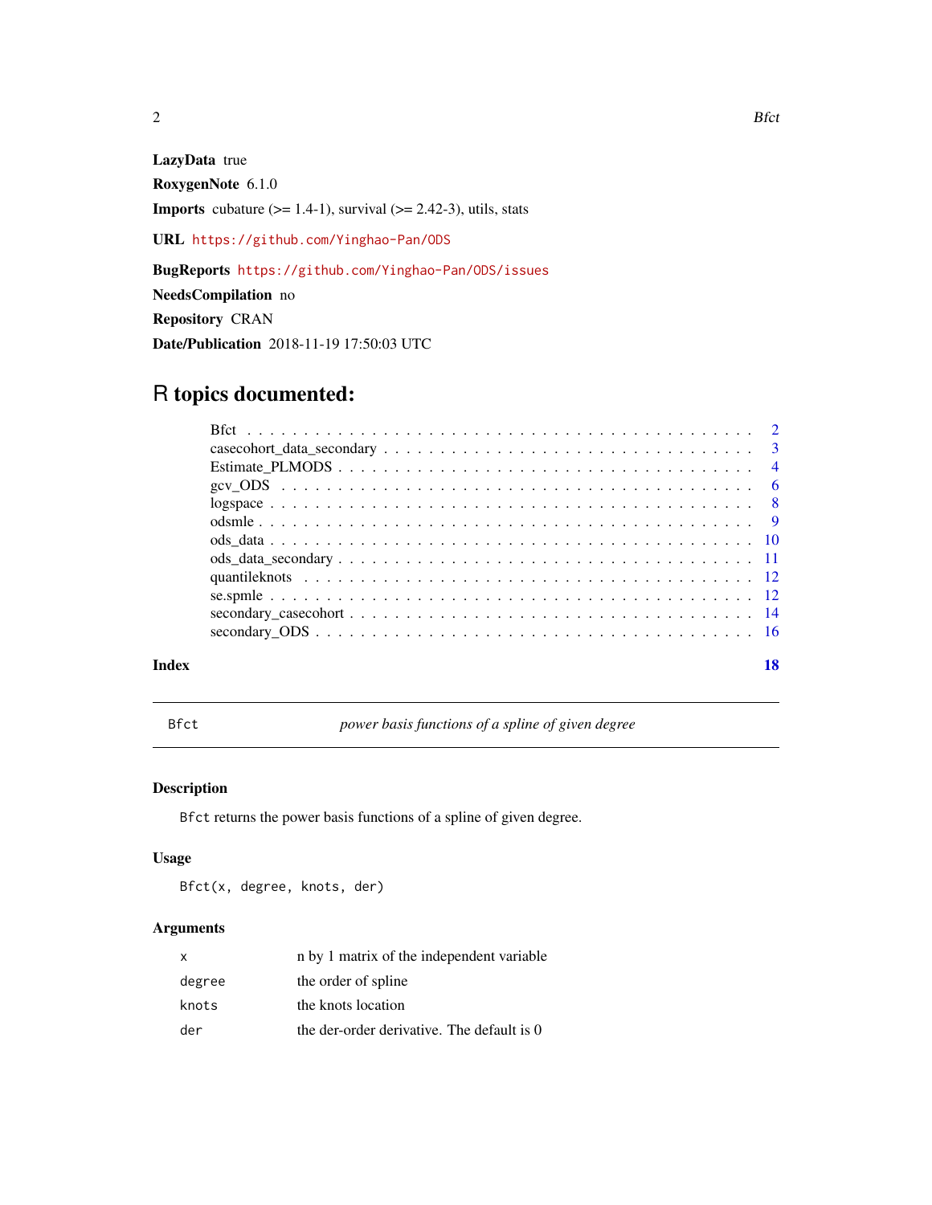**LazyData** true

**RoxygenNote** 6.1.0

**Imports** cubature (>= 1.4-1), survival (>= 2.42-3), utils, stats

**URL** https://github.com/Yinghao-Pan/ODS

**BugReports** https://github.com/Yinghao-Pan/ODS/issues

**NeedsCompilation** no

**Repository** CRAN

**Date/Publication** 2018-11-19 17:50:03 UTC

# R topics documented:

| | |
|---|---|
| Bfct | 2 |
| casecohort_data_secondary | 3 |
| Estimate_PLMODS | 4 |
| gcv_ODS | 6 |
| logspace | 8 |
| odsmle | 9 |
| ods_data | 10 |
| ods_data_secondary | 11 |
| quantileknots | 12 |
| se.spmle | 12 |
| secondary_casecohort | 14 |
| secondary_ODS | 16 |
| **Index** | **18** |

---

## Bfct — *power basis functions of a spline of given degree*

---

### Description

Bfct returns the power basis functions of a spline of given degree.

### Usage

```
Bfct(x, degree, knots, der)
```

### Arguments

| | |
|---|---|
| x | n by 1 matrix of the independent variable |
| degree | the order of spline |
| knots | the knots location |
| der | the der-order derivative. The default is 0 |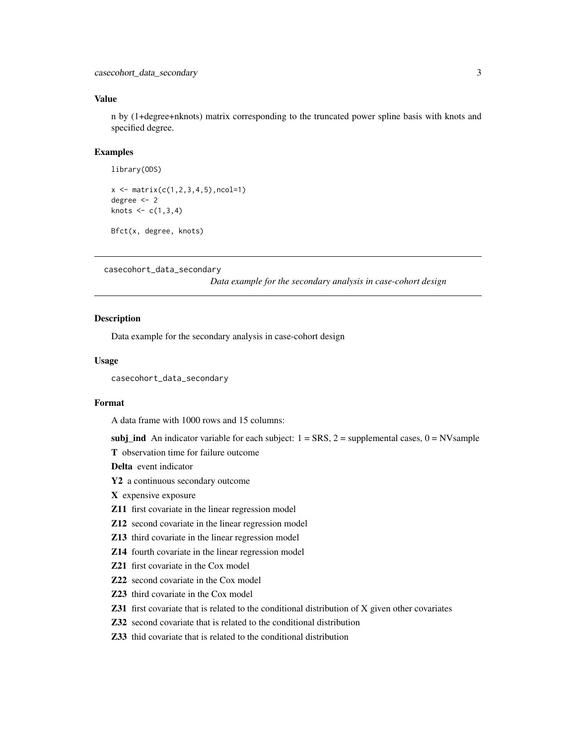### Value

n by (1+degree+nknots) matrix corresponding to the truncated power spline basis with knots and specified degree.

### Examples

```
library(ODS)

x <- matrix(c(1,2,3,4,5),ncol=1)
degree <- 2
knots <- c(1,3,4)

Bfct(x, degree, knots)
```

---

## casecohort_data_secondary

*Data example for the secondary analysis in case-cohort design*

---

### Description

Data example for the secondary analysis in case-cohort design

### Usage

```
casecohort_data_secondary
```

### Format

A data frame with 1000 rows and 15 columns:

**subj_ind** An indicator variable for each subject: 1 = SRS, 2 = supplemental cases, 0 = NVsample

**T** observation time for failure outcome

**Delta** event indicator

**Y2** a continuous secondary outcome

**X** expensive exposure

**Z11** first covariate in the linear regression model

**Z12** second covariate in the linear regression model

**Z13** third covariate in the linear regression model

**Z14** fourth covariate in the linear regression model

**Z21** first covariate in the Cox model

**Z22** second covariate in the Cox model

**Z23** third covariate in the Cox model

**Z31** first covariate that is related to the conditional distribution of X given other covariates

**Z32** second covariate that is related to the conditional distribution

**Z33** thid covariate that is related to the conditional distribution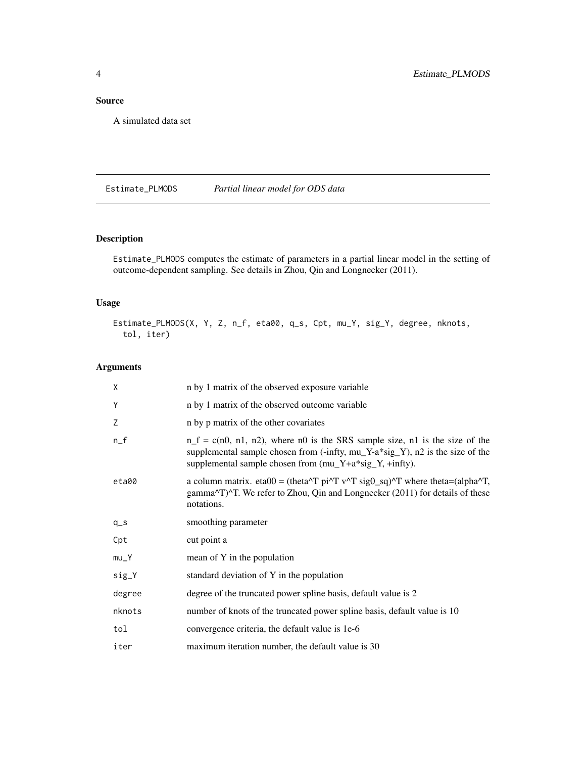## Source

A simulated data set

---

# Estimate_PLMODS — *Partial linear model for ODS data*

---

## Description

Estimate_PLMODS computes the estimate of parameters in a partial linear model in the setting of outcome-dependent sampling. See details in Zhou, Qin and Longnecker (2011).

## Usage

```
Estimate_PLMODS(X, Y, Z, n_f, eta00, q_s, Cpt, mu_Y, sig_Y, degree, nknots,
  tol, iter)
```

## Arguments

| | |
|---|---|
| X | n by 1 matrix of the observed exposure variable |
| Y | n by 1 matrix of the observed outcome variable |
| Z | n by p matrix of the other covariates |
| n_f | n_f = c(n0, n1, n2), where n0 is the SRS sample size, n1 is the size of the supplemental sample chosen from (-infty, mu_Y-a*sig_Y), n2 is the size of the supplemental sample chosen from (mu_Y+a*sig_Y, +infty). |
| eta00 | a column matrix. eta00 = (theta^T pi^T v^T sig0_sq)^T where theta=(alpha^T, gamma^T)^T. We refer to Zhou, Qin and Longnecker (2011) for details of these notations. |
| q_s | smoothing parameter |
| Cpt | cut point a |
| mu_Y | mean of Y in the population |
| sig_Y | standard deviation of Y in the population |
| degree | degree of the truncated power spline basis, default value is 2 |
| nknots | number of knots of the truncated power spline basis, default value is 10 |
| tol | convergence criteria, the default value is 1e-6 |
| iter | maximum iteration number, the default value is 30 |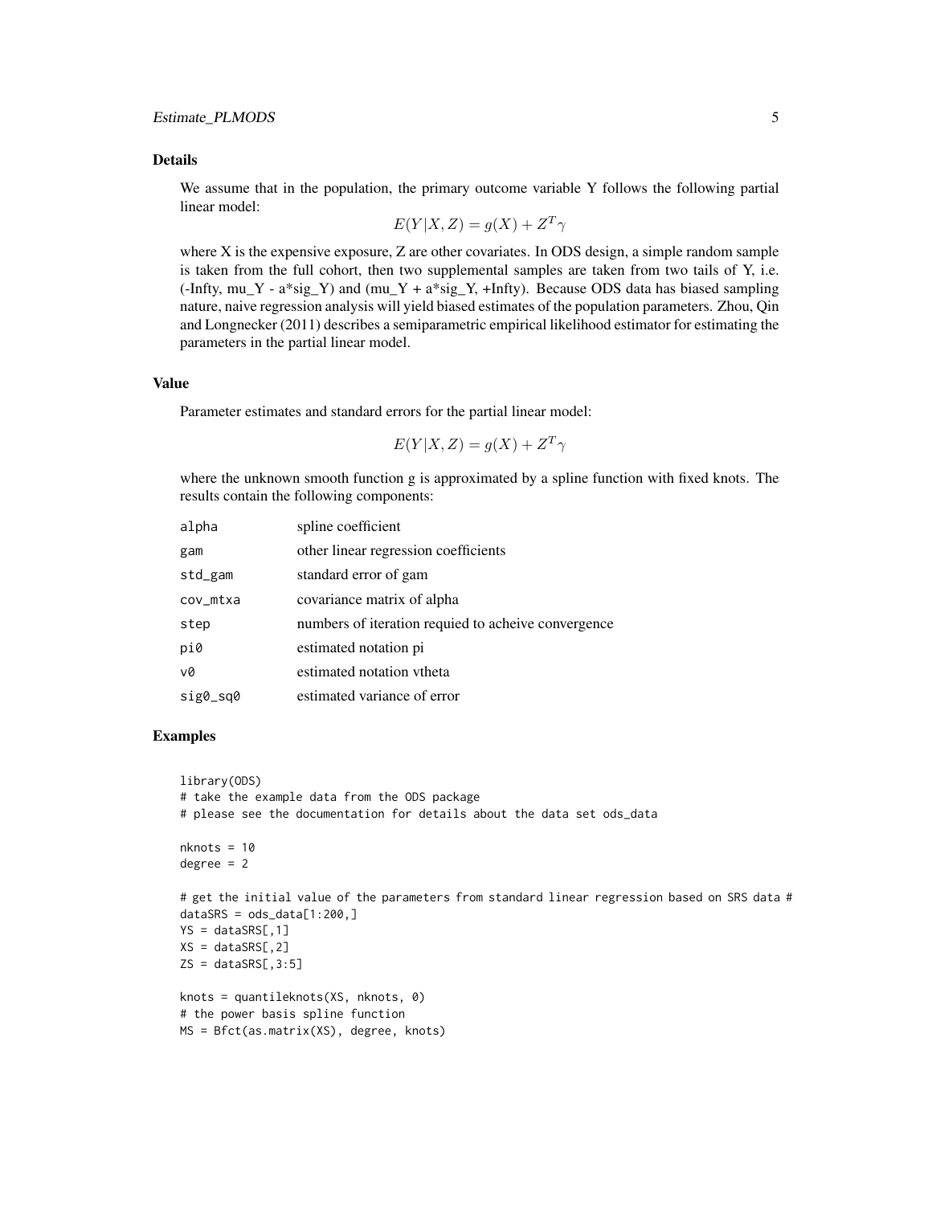### Details

We assume that in the population, the primary outcome variable Y follows the following partial linear model:

$$E(Y|X,Z) = g(X) + Z^T\gamma$$

where X is the expensive exposure, Z are other covariates. In ODS design, a simple random sample is taken from the full cohort, then two supplemental samples are taken from two tails of Y, i.e. (-Infty, mu_Y - a*sig_Y) and (mu_Y + a*sig_Y, +Infty). Because ODS data has biased sampling nature, naive regression analysis will yield biased estimates of the population parameters. Zhou, Qin and Longnecker (2011) describes a semiparametric empirical likelihood estimator for estimating the parameters in the partial linear model.

### Value

Parameter estimates and standard errors for the partial linear model:

$$E(Y|X,Z) = g(X) + Z^T\gamma$$

where the unknown smooth function g is approximated by a spline function with fixed knots. The results contain the following components:

| | |
|---|---|
| alpha | spline coefficient |
| gam | other linear regression coefficients |
| std_gam | standard error of gam |
| cov_mtxa | covariance matrix of alpha |
| step | numbers of iteration requied to acheive convergence |
| pi0 | estimated notation pi |
| v0 | estimated notation vtheta |
| sig0_sq0 | estimated variance of error |

### Examples

```
library(ODS)
# take the example data from the ODS package
# please see the documentation for details about the data set ods_data

nknots = 10
degree = 2

# get the initial value of the parameters from standard linear regression based on SRS data #
dataSRS = ods_data[1:200,]
YS = dataSRS[,1]
XS = dataSRS[,2]
ZS = dataSRS[,3:5]

knots = quantileknots(XS, nknots, 0)
# the power basis spline function
MS = Bfct(as.matrix(XS), degree, knots)
```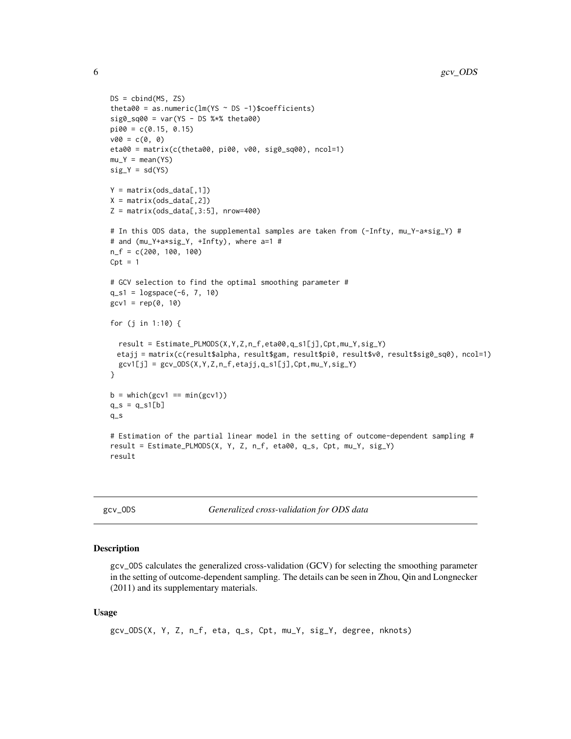```
DS = cbind(MS, ZS)
theta00 = as.numeric(lm(YS ~ DS -1)$coefficients)
sig0_sq00 = var(YS - DS %*% theta00)
pi00 = c(0.15, 0.15)
v00 = c(0, 0)
eta00 = matrix(c(theta00, pi00, v00, sig0_sq00), ncol=1)
mu_Y = mean(YS)
sig_Y = sd(YS)

Y = matrix(ods_data[,1])
X = matrix(ods_data[,2])
Z = matrix(ods_data[,3:5], nrow=400)

# In this ODS data, the supplemental samples are taken from (-Infty, mu_Y-a*sig_Y) #
# and (mu_Y+a*sig_Y, +Infty), where a=1 #
n_f = c(200, 100, 100)
Cpt = 1

# GCV selection to find the optimal smoothing parameter #
q_s1 = logspace(-6, 7, 10)
gcv1 = rep(0, 10)

for (j in 1:10) {

  result = Estimate_PLMODS(X,Y,Z,n_f,eta00,q_s1[j],Cpt,mu_Y,sig_Y)
 etajj = matrix(c(result$alpha, result$gam, result$pi0, result$v0, result$sig0_sq0), ncol=1)
  gcv1[j] = gcv_ODS(X,Y,Z,n_f,etajj,q_s1[j],Cpt,mu_Y,sig_Y)
}

b = which(gcv1 == min(gcv1))
q_s = q_s1[b]
q_s

# Estimation of the partial linear model in the setting of outcome-dependent sampling #
result = Estimate_PLMODS(X, Y, Z, n_f, eta00, q_s, Cpt, mu_Y, sig_Y)
result
```

---

## gcv_ODS &emsp; *Generalized cross-validation for ODS data*

---

### Description

gcv_ODS calculates the generalized cross-validation (GCV) for selecting the smoothing parameter in the setting of outcome-dependent sampling. The details can be seen in Zhou, Qin and Longnecker (2011) and its supplementary materials.

### Usage

```
gcv_ODS(X, Y, Z, n_f, eta, q_s, Cpt, mu_Y, sig_Y, degree, nknots)
```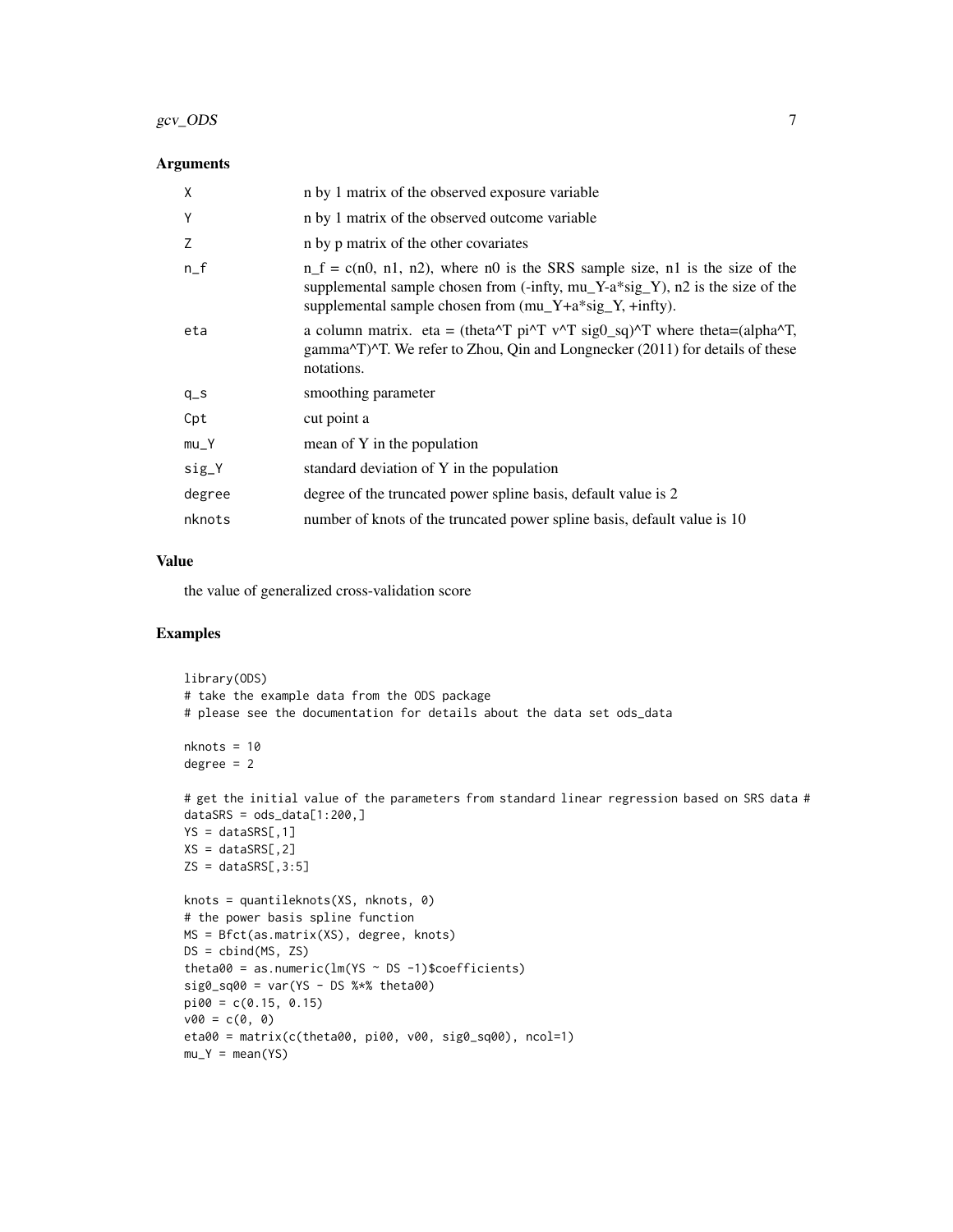### Arguments

| | |
|---|---|
| X | n by 1 matrix of the observed exposure variable |
| Y | n by 1 matrix of the observed outcome variable |
| Z | n by p matrix of the other covariates |
| n_f | n_f = c(n0, n1, n2), where n0 is the SRS sample size, n1 is the size of the supplemental sample chosen from (-infty, mu_Y-a*sig_Y), n2 is the size of the supplemental sample chosen from (mu_Y+a*sig_Y, +infty). |
| eta | a column matrix. eta = (theta^T pi^T v^T sig0_sq)^T where theta=(alpha^T, gamma^T)^T. We refer to Zhou, Qin and Longnecker (2011) for details of these notations. |
| q_s | smoothing parameter |
| Cpt | cut point a |
| mu_Y | mean of Y in the population |
| sig_Y | standard deviation of Y in the population |
| degree | degree of the truncated power spline basis, default value is 2 |
| nknots | number of knots of the truncated power spline basis, default value is 10 |

### Value

the value of generalized cross-validation score

### Examples

```
library(ODS)
# take the example data from the ODS package
# please see the documentation for details about the data set ods_data

nknots = 10
degree = 2

# get the initial value of the parameters from standard linear regression based on SRS data #
dataSRS = ods_data[1:200,]
YS = dataSRS[,1]
XS = dataSRS[,2]
ZS = dataSRS[,3:5]

knots = quantileknots(XS, nknots, 0)
# the power basis spline function
MS = Bfct(as.matrix(XS), degree, knots)
DS = cbind(MS, ZS)
theta00 = as.numeric(lm(YS ~ DS -1)$coefficients)
sig0_sq00 = var(YS - DS %*% theta00)
pi00 = c(0.15, 0.15)
v00 = c(0, 0)
eta00 = matrix(c(theta00, pi00, v00, sig0_sq00), ncol=1)
mu_Y = mean(YS)
```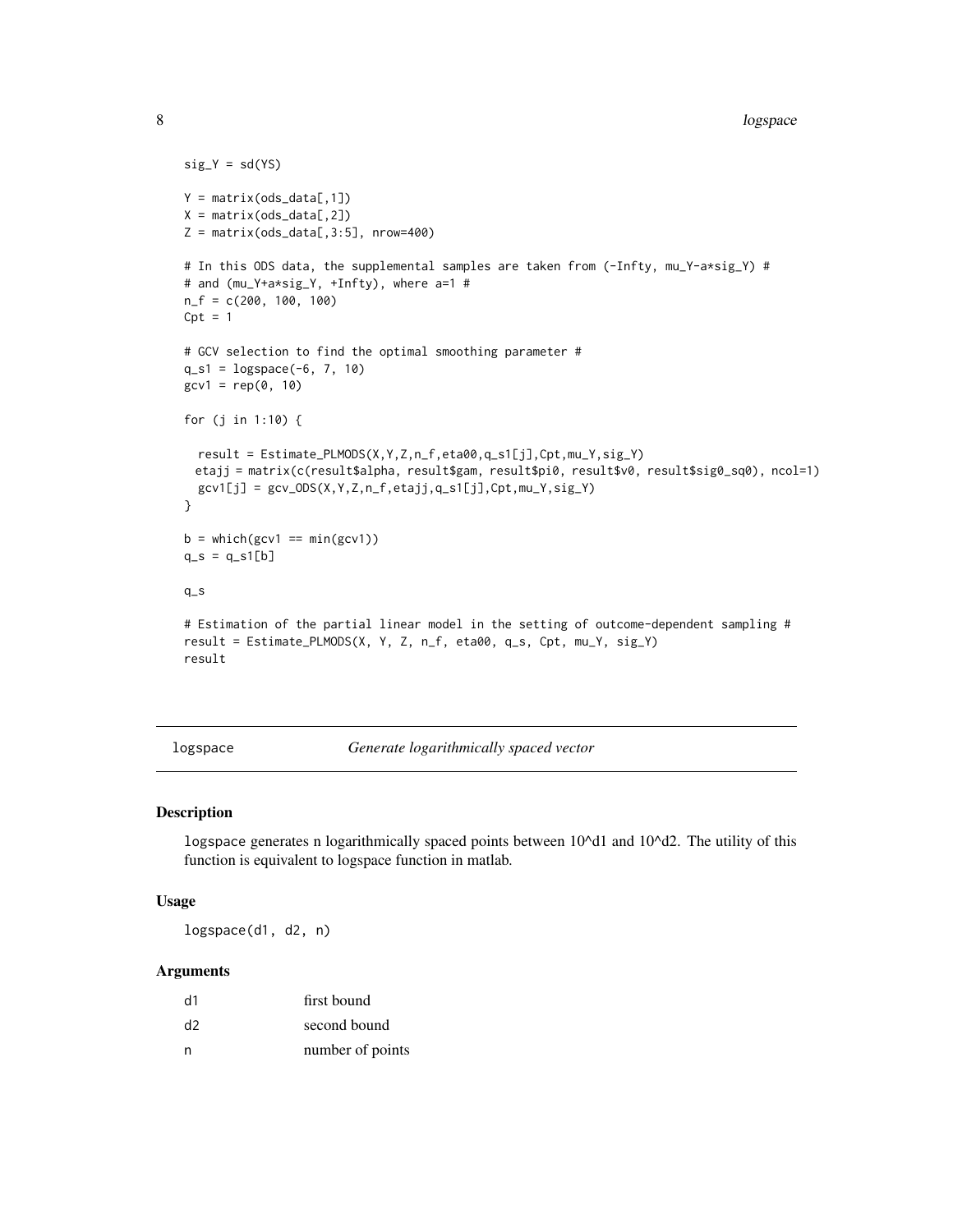```
sig_Y = sd(YS)

Y = matrix(ods_data[,1])
X = matrix(ods_data[,2])
Z = matrix(ods_data[,3:5], nrow=400)

# In this ODS data, the supplemental samples are taken from (-Infty, mu_Y-a*sig_Y) #
# and (mu_Y+a*sig_Y, +Infty), where a=1 #
n_f = c(200, 100, 100)
Cpt = 1

# GCV selection to find the optimal smoothing parameter #
q_s1 = logspace(-6, 7, 10)
gcv1 = rep(0, 10)

for (j in 1:10) {

  result = Estimate_PLMODS(X,Y,Z,n_f,eta00,q_s1[j],Cpt,mu_Y,sig_Y)
 etajj = matrix(c(result$alpha, result$gam, result$pi0, result$v0, result$sig0_sq0), ncol=1)
  gcv1[j] = gcv_ODS(X,Y,Z,n_f,etajj,q_s1[j],Cpt,mu_Y,sig_Y)
}

b = which(gcv1 == min(gcv1))
q_s = q_s1[b]

q_s

# Estimation of the partial linear model in the setting of outcome-dependent sampling #
result = Estimate_PLMODS(X, Y, Z, n_f, eta00, q_s, Cpt, mu_Y, sig_Y)
result
```

---

`logspace` *Generate logarithmically spaced vector*

---

## Description

logspace generates n logarithmically spaced points between 10^d1 and 10^d2. The utility of this function is equivalent to logspace function in matlab.

## Usage

```
logspace(d1, d2, n)
```

## Arguments

| | |
|---|---|
| d1 | first bound |
| d2 | second bound |
| n | number of points |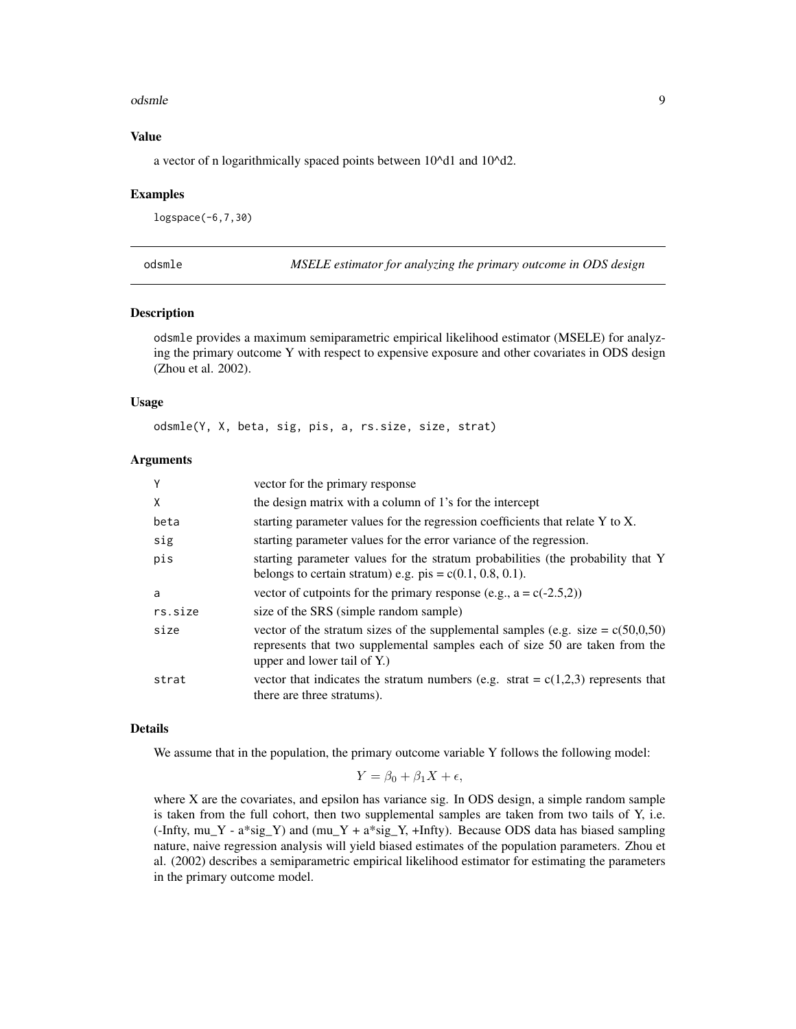### Value

a vector of n logarithmically spaced points between 10^d1 and 10^d2.

### Examples

```
logspace(-6,7,30)
```

---

## odsmle *MSELE estimator for analyzing the primary outcome in ODS design*

---

### Description

odsmle provides a maximum semiparametric empirical likelihood estimator (MSELE) for analyzing the primary outcome Y with respect to expensive exposure and other covariates in ODS design (Zhou et al. 2002).

### Usage

```
odsmle(Y, X, beta, sig, pis, a, rs.size, size, strat)
```

### Arguments

| | |
|---|---|
| Y | vector for the primary response |
| X | the design matrix with a column of 1's for the intercept |
| beta | starting parameter values for the regression coefficients that relate Y to X. |
| sig | starting parameter values for the error variance of the regression. |
| pis | starting parameter values for the stratum probabilities (the probability that Y belongs to certain stratum) e.g. pis = c(0.1, 0.8, 0.1). |
| a | vector of cutpoints for the primary response (e.g., a = c(-2.5,2)) |
| rs.size | size of the SRS (simple random sample) |
| size | vector of the stratum sizes of the supplemental samples (e.g. size = c(50,0,50) represents that two supplemental samples each of size 50 are taken from the upper and lower tail of Y.) |
| strat | vector that indicates the stratum numbers (e.g. strat = c(1,2,3) represents that there are three stratums). |

### Details

We assume that in the population, the primary outcome variable Y follows the following model:

$$Y = \beta_0 + \beta_1 X + \epsilon,$$

where X are the covariates, and epsilon has variance sig. In ODS design, a simple random sample is taken from the full cohort, then two supplemental samples are taken from two tails of Y, i.e. (-Infty, mu_Y - a*sig_Y) and (mu_Y + a*sig_Y, +Infty). Because ODS data has biased sampling nature, naive regression analysis will yield biased estimates of the population parameters. Zhou et al. (2002) describes a semiparametric empirical likelihood estimator for estimating the parameters in the primary outcome model.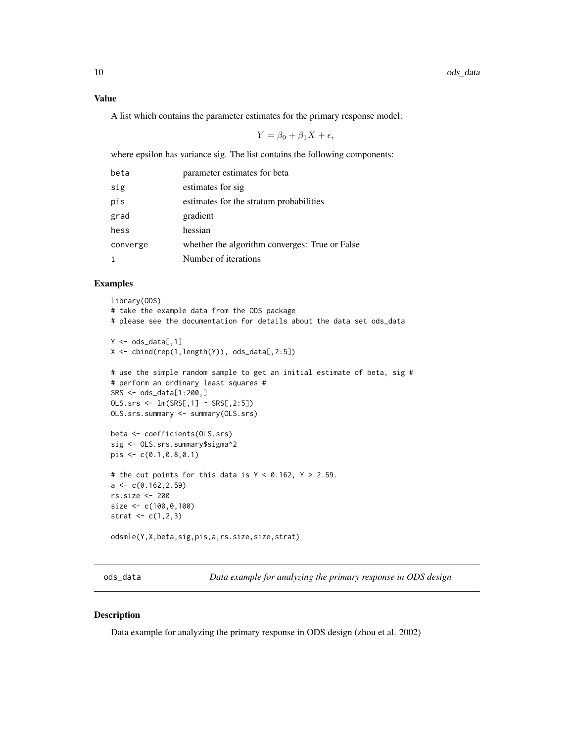### Value

A list which contains the parameter estimates for the primary response model:

$$Y = \beta_0 + \beta_1 X + \epsilon,$$

where epsilon has variance sig. The list contains the following components:

| | |
|---|---|
| beta | parameter estimates for beta |
| sig | estimates for sig |
| pis | estimates for the stratum probabilities |
| grad | gradient |
| hess | hessian |
| converge | whether the algorithm converges: True or False |
| i | Number of iterations |

### Examples

```
library(ODS)
# take the example data from the ODS package
# please see the documentation for details about the data set ods_data

Y <- ods_data[,1]
X <- cbind(rep(1,length(Y)), ods_data[,2:5])

# use the simple random sample to get an initial estimate of beta, sig #
# perform an ordinary least squares #
SRS <- ods_data[1:200,]
OLS.srs <- lm(SRS[,1] ~ SRS[,2:5])
OLS.srs.summary <- summary(OLS.srs)

beta <- coefficients(OLS.srs)
sig <- OLS.srs.summary$sigma^2
pis <- c(0.1,0.8,0.1)

# the cut points for this data is Y < 0.162, Y > 2.59.
a <- c(0.162,2.59)
rs.size <- 200
size <- c(100,0,100)
strat <- c(1,2,3)

odsmle(Y,X,beta,sig,pis,a,rs.size,size,strat)
```

---

## ods_data — *Data example for analyzing the primary response in ODS design*

---

### Description

Data example for analyzing the primary response in ODS design (zhou et al. 2002)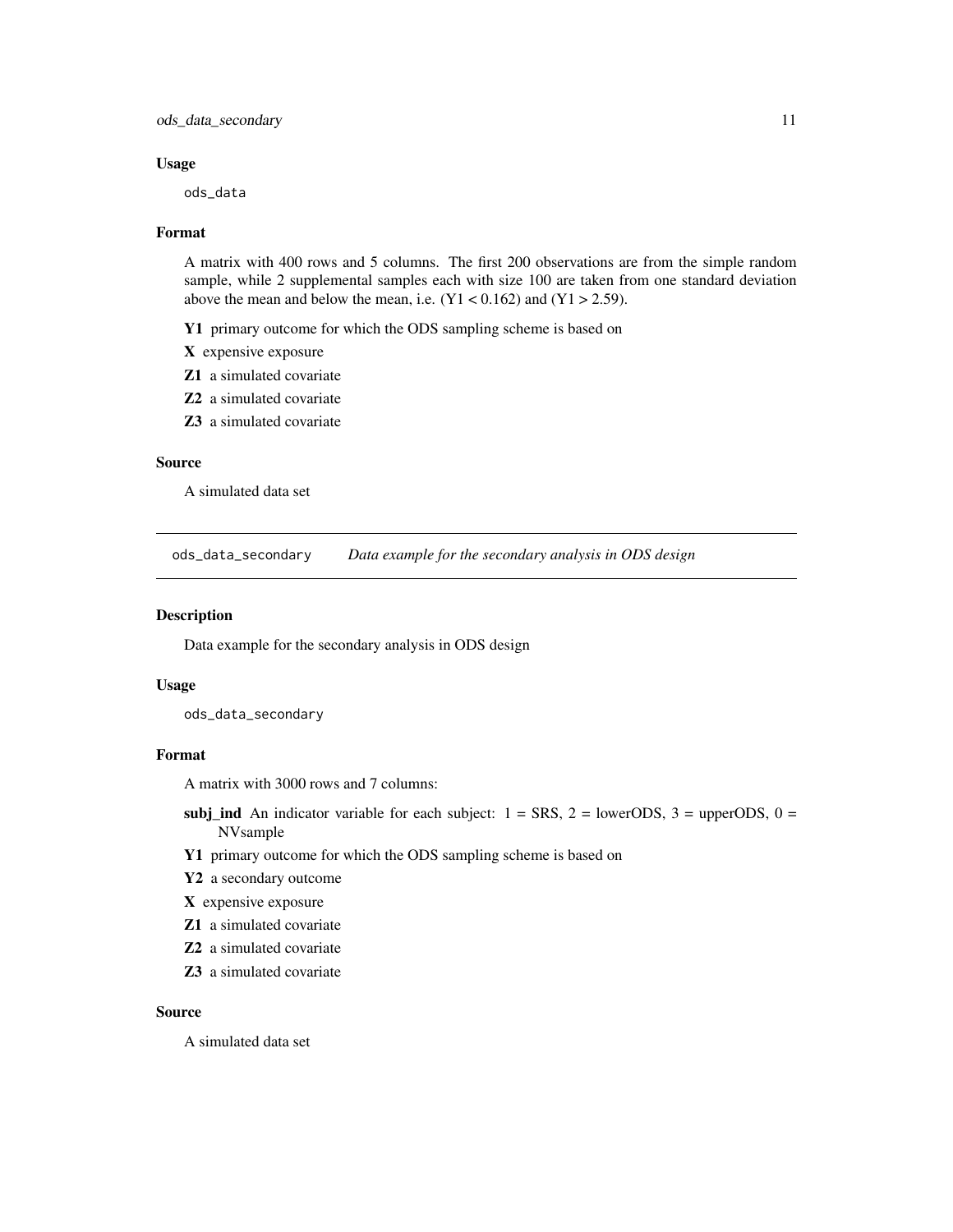### Usage

```
ods_data
```

### Format

A matrix with 400 rows and 5 columns. The first 200 observations are from the simple random sample, while 2 supplemental samples each with size 100 are taken from one standard deviation above the mean and below the mean, i.e. (Y1 < 0.162) and (Y1 > 2.59).

- **Y1** primary outcome for which the ODS sampling scheme is based on
- **X** expensive exposure
- **Z1** a simulated covariate
- **Z2** a simulated covariate
- **Z3** a simulated covariate

### Source

A simulated data set

---

## ods_data_secondary — *Data example for the secondary analysis in ODS design*

### Description

Data example for the secondary analysis in ODS design

### Usage

```
ods_data_secondary
```

### Format

A matrix with 3000 rows and 7 columns:

- **subj_ind** An indicator variable for each subject: 1 = SRS, 2 = lowerODS, 3 = upperODS, 0 = NVsample
- **Y1** primary outcome for which the ODS sampling scheme is based on
- **Y2** a secondary outcome
- **X** expensive exposure
- **Z1** a simulated covariate
- **Z2** a simulated covariate
- **Z3** a simulated covariate

### Source

A simulated data set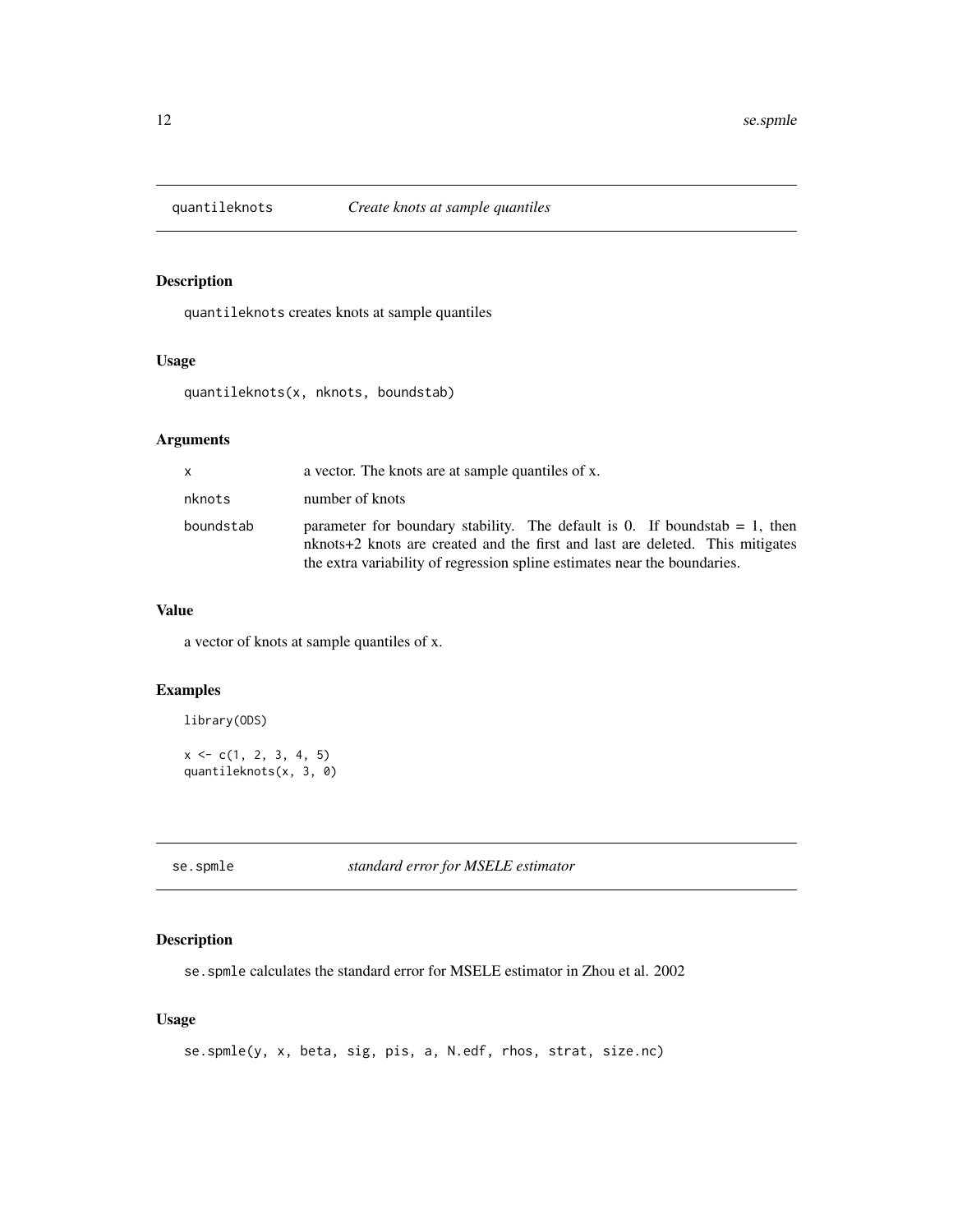## quantileknots *Create knots at sample quantiles*

### Description

`quantileknots` creates knots at sample quantiles

### Usage

```
quantileknots(x, nknots, boundstab)
```

### Arguments

| | |
|---|---|
| x | a vector. The knots are at sample quantiles of x. |
| nknots | number of knots |
| boundstab | parameter for boundary stability. The default is 0. If boundstab = 1, then nknots+2 knots are created and the first and last are deleted. This mitigates the extra variability of regression spline estimates near the boundaries. |

### Value

a vector of knots at sample quantiles of x.

### Examples

```
library(ODS)

x <- c(1, 2, 3, 4, 5)
quantileknots(x, 3, 0)
```

## se.spmle *standard error for MSELE estimator*

### Description

`se.spmle` calculates the standard error for MSELE estimator in Zhou et al. 2002

### Usage

```
se.spmle(y, x, beta, sig, pis, a, N.edf, rhos, strat, size.nc)
```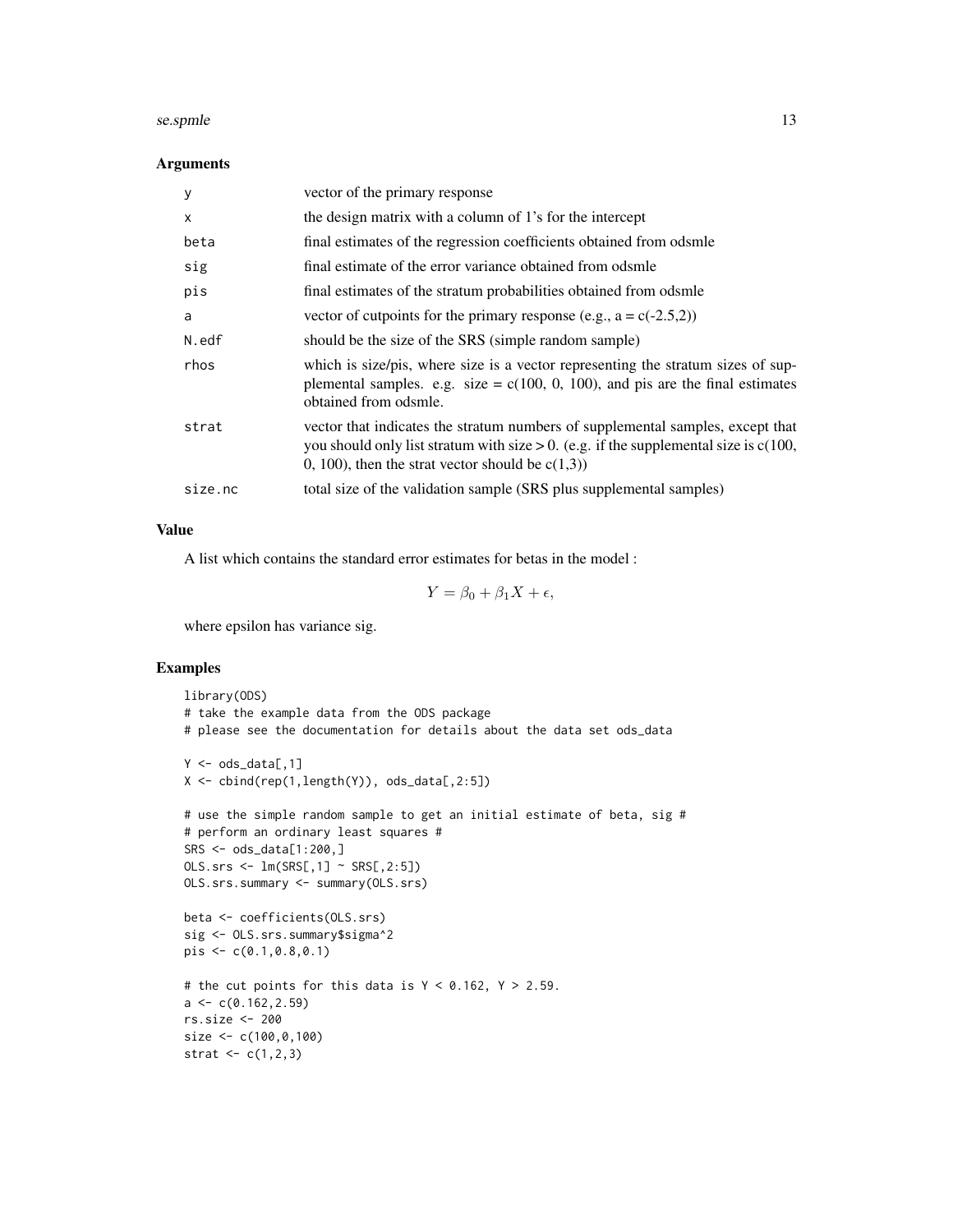### Arguments

| | |
|---|---|
| y | vector of the primary response |
| x | the design matrix with a column of 1's for the intercept |
| beta | final estimates of the regression coefficients obtained from odsmle |
| sig | final estimate of the error variance obtained from odsmle |
| pis | final estimates of the stratum probabilities obtained from odsmle |
| a | vector of cutpoints for the primary response (e.g., a = c(-2.5,2)) |
| N.edf | should be the size of the SRS (simple random sample) |
| rhos | which is size/pis, where size is a vector representing the stratum sizes of supplemental samples. e.g. size = c(100, 0, 100), and pis are the final estimates obtained from odsmle. |
| strat | vector that indicates the stratum numbers of supplemental samples, except that you should only list stratum with size > 0. (e.g. if the supplemental size is c(100, 0, 100), then the strat vector should be c(1,3)) |
| size.nc | total size of the validation sample (SRS plus supplemental samples) |

### Value

A list which contains the standard error estimates for betas in the model :

$$Y = \beta_0 + \beta_1 X + \epsilon,$$

where epsilon has variance sig.

### Examples

```
library(ODS)
# take the example data from the ODS package
# please see the documentation for details about the data set ods_data

Y <- ods_data[,1]
X <- cbind(rep(1,length(Y)), ods_data[,2:5])

# use the simple random sample to get an initial estimate of beta, sig #
# perform an ordinary least squares #
SRS <- ods_data[1:200,]
OLS.srs <- lm(SRS[,1] ~ SRS[,2:5])
OLS.srs.summary <- summary(OLS.srs)

beta <- coefficients(OLS.srs)
sig <- OLS.srs.summary$sigma^2
pis <- c(0.1,0.8,0.1)

# the cut points for this data is Y < 0.162, Y > 2.59.
a <- c(0.162,2.59)
rs.size <- 200
size <- c(100,0,100)
strat <- c(1,2,3)
```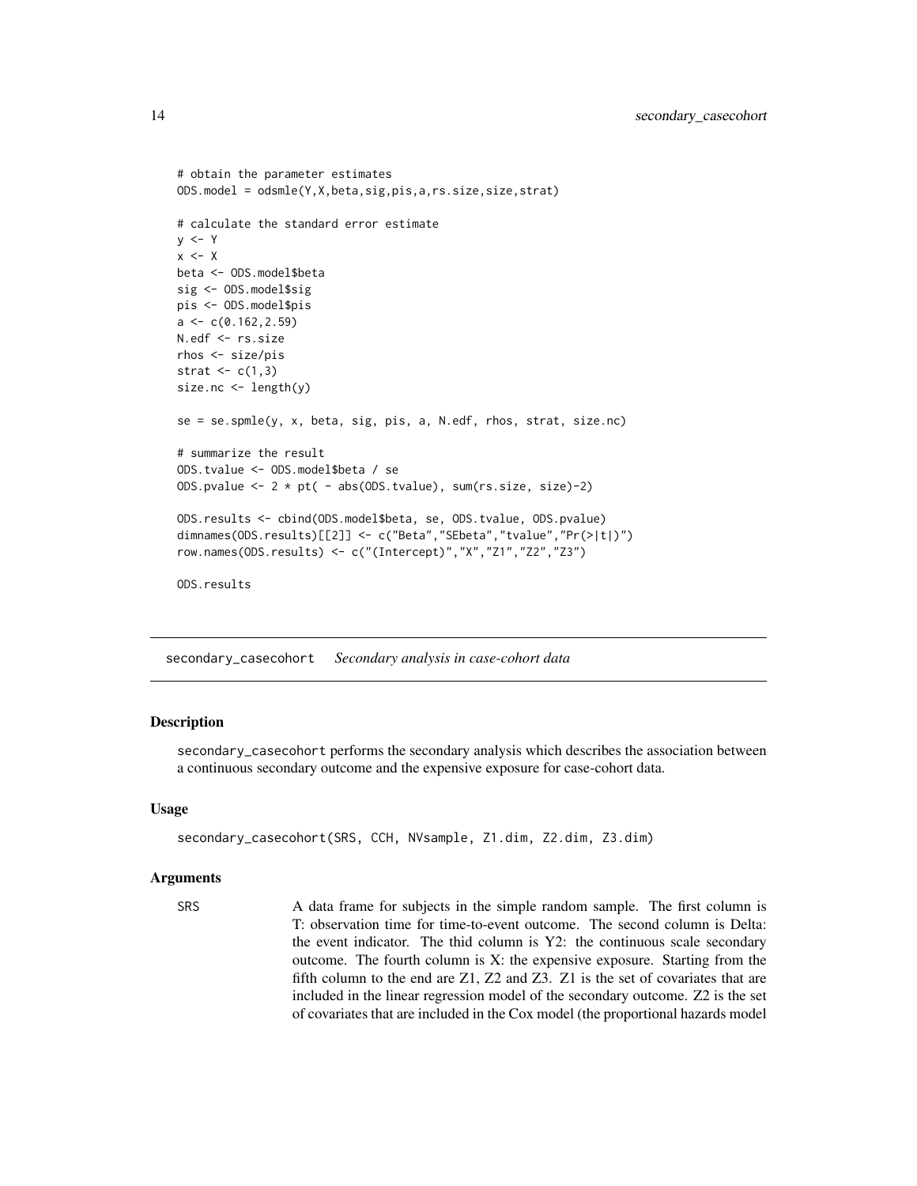```
# obtain the parameter estimates
ODS.model = odsmle(Y,X,beta,sig,pis,a,rs.size,size,strat)

# calculate the standard error estimate
y <- Y
x <- X
beta <- ODS.model$beta
sig <- ODS.model$sig
pis <- ODS.model$pis
a <- c(0.162,2.59)
N.edf <- rs.size
rhos <- size/pis
strat <- c(1,3)
size.nc <- length(y)

se = se.spmle(y, x, beta, sig, pis, a, N.edf, rhos, strat, size.nc)

# summarize the result
ODS.tvalue <- ODS.model$beta / se
ODS.pvalue <- 2 * pt( - abs(ODS.tvalue), sum(rs.size, size)-2)

ODS.results <- cbind(ODS.model$beta, se, ODS.tvalue, ODS.pvalue)
dimnames(ODS.results)[[2]] <- c("Beta","SEbeta","tvalue","Pr(>|t|)")
row.names(ODS.results) <- c("(Intercept)","X","Z1","Z2","Z3")

ODS.results
```

---

## secondary_casecohort — *Secondary analysis in case-cohort data*

### Description

secondary_casecohort performs the secondary analysis which describes the association between a continuous secondary outcome and the expensive exposure for case-cohort data.

### Usage

```
secondary_casecohort(SRS, CCH, NVsample, Z1.dim, Z2.dim, Z3.dim)
```

### Arguments

SRS — A data frame for subjects in the simple random sample. The first column is T: observation time for time-to-event outcome. The second column is Delta: the event indicator. The thid column is Y2: the continuous scale secondary outcome. The fourth column is X: the expensive exposure. Starting from the fifth column to the end are Z1, Z2 and Z3. Z1 is the set of covariates that are included in the linear regression model of the secondary outcome. Z2 is the set of covariates that are included in the Cox model (the proportional hazards model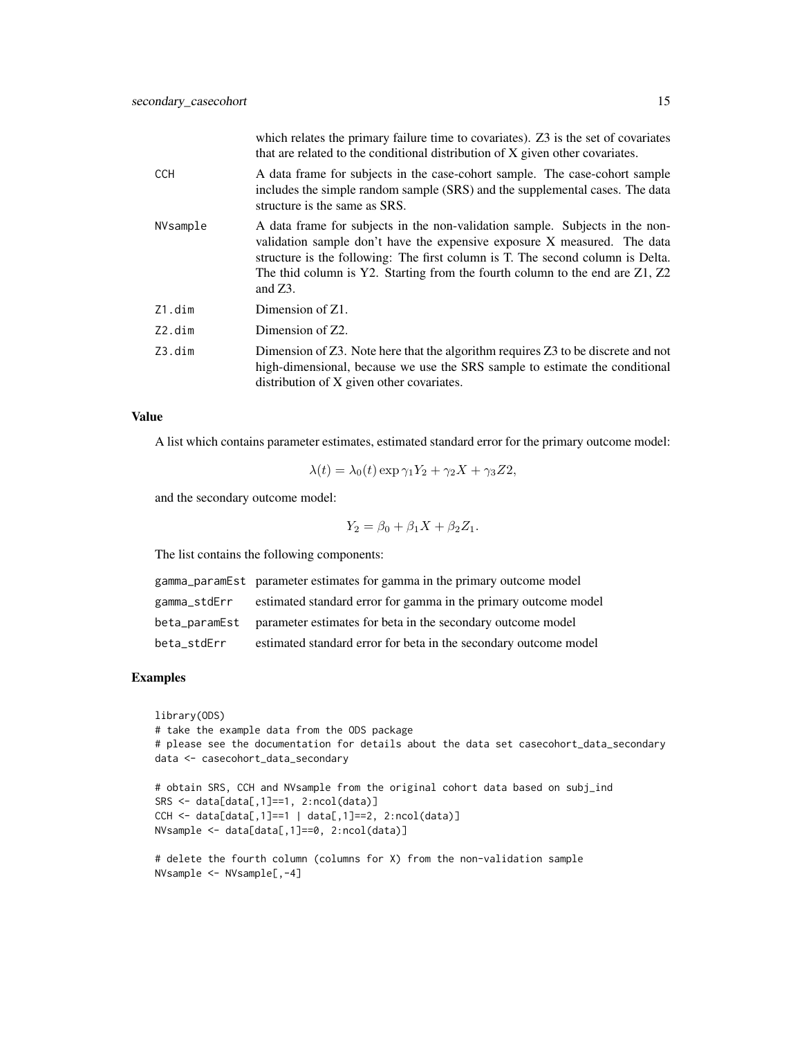which relates the primary failure time to covariates). Z3 is the set of covariates that are related to the conditional distribution of X given other covariates.

| | |
|---|---|
| `CCH` | A data frame for subjects in the case-cohort sample. The case-cohort sample includes the simple random sample (SRS) and the supplemental cases. The data structure is the same as SRS. |
| `NVsample` | A data frame for subjects in the non-validation sample. Subjects in the non-validation sample don't have the expensive exposure X measured. The data structure is the following: The first column is T. The second column is Delta. The thid column is Y2. Starting from the fourth column to the end are Z1, Z2 and Z3. |
| `Z1.dim` | Dimension of Z1. |
| `Z2.dim` | Dimension of Z2. |
| `Z3.dim` | Dimension of Z3. Note here that the algorithm requires Z3 to be discrete and not high-dimensional, because we use the SRS sample to estimate the conditional distribution of X given other covariates. |

## Value

A list which contains parameter estimates, estimated standard error for the primary outcome model:

$$\lambda(t) = \lambda_0(t) \exp \gamma_1 Y_2 + \gamma_2 X + \gamma_3 Z2,$$

and the secondary outcome model:

$$Y_2 = \beta_0 + \beta_1 X + \beta_2 Z_1.$$

The list contains the following components:

| | |
|---|---|
| `gamma_paramEst` | parameter estimates for gamma in the primary outcome model |
| `gamma_stdErr` | estimated standard error for gamma in the primary outcome model |
| `beta_paramEst` | parameter estimates for beta in the secondary outcome model |
| `beta_stdErr` | estimated standard error for beta in the secondary outcome model |

## Examples

```
library(ODS)
# take the example data from the ODS package
# please see the documentation for details about the data set casecohort_data_secondary
data <- casecohort_data_secondary

# obtain SRS, CCH and NVsample from the original cohort data based on subj_ind
SRS <- data[data[,1]==1, 2:ncol(data)]
CCH <- data[data[,1]==1 | data[,1]==2, 2:ncol(data)]
NVsample <- data[data[,1]==0, 2:ncol(data)]

# delete the fourth column (columns for X) from the non-validation sample
NVsample <- NVsample[,-4]
```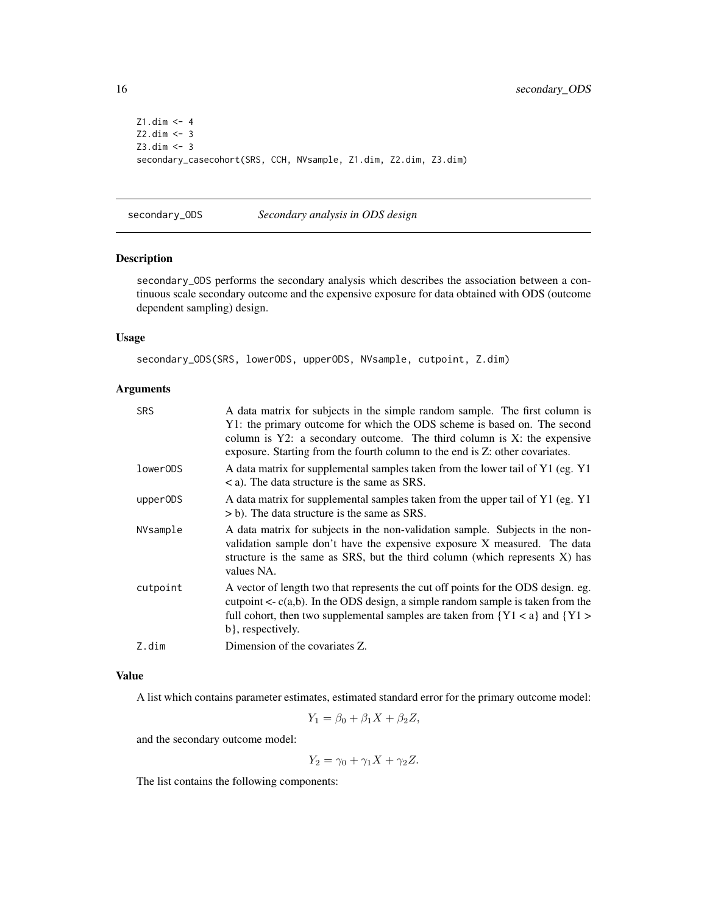```
Z1.dim <- 4
Z2.dim <- 3
Z3.dim <- 3
secondary_casecohort(SRS, CCH, NVsample, Z1.dim, Z2.dim, Z3.dim)
```

---

## secondary_ODS — *Secondary analysis in ODS design*

### Description

secondary_ODS performs the secondary analysis which describes the association between a continuous scale secondary outcome and the expensive exposure for data obtained with ODS (outcome dependent sampling) design.

### Usage

```
secondary_ODS(SRS, lowerODS, upperODS, NVsample, cutpoint, Z.dim)
```

### Arguments

| | |
|---|---|
| SRS | A data matrix for subjects in the simple random sample. The first column is Y1: the primary outcome for which the ODS scheme is based on. The second column is Y2: a secondary outcome. The third column is X: the expensive exposure. Starting from the fourth column to the end is Z: other covariates. |
| lowerODS | A data matrix for supplemental samples taken from the lower tail of Y1 (eg. Y1 < a). The data structure is the same as SRS. |
| upperODS | A data matrix for supplemental samples taken from the upper tail of Y1 (eg. Y1 > b). The data structure is the same as SRS. |
| NVsample | A data matrix for subjects in the non-validation sample. Subjects in the non-validation sample don't have the expensive exposure X measured. The data structure is the same as SRS, but the third column (which represents X) has values NA. |
| cutpoint | A vector of length two that represents the cut off points for the ODS design. eg. cutpoint <- c(a,b). In the ODS design, a simple random sample is taken from the full cohort, then two supplemental samples are taken from {Y1 < a} and {Y1 > b}, respectively. |
| Z.dim | Dimension of the covariates Z. |

### Value

A list which contains parameter estimates, estimated standard error for the primary outcome model:

$$Y_1 = \beta_0 + \beta_1 X + \beta_2 Z,$$

and the secondary outcome model:

$$Y_2 = \gamma_0 + \gamma_1 X + \gamma_2 Z.$$

The list contains the following components: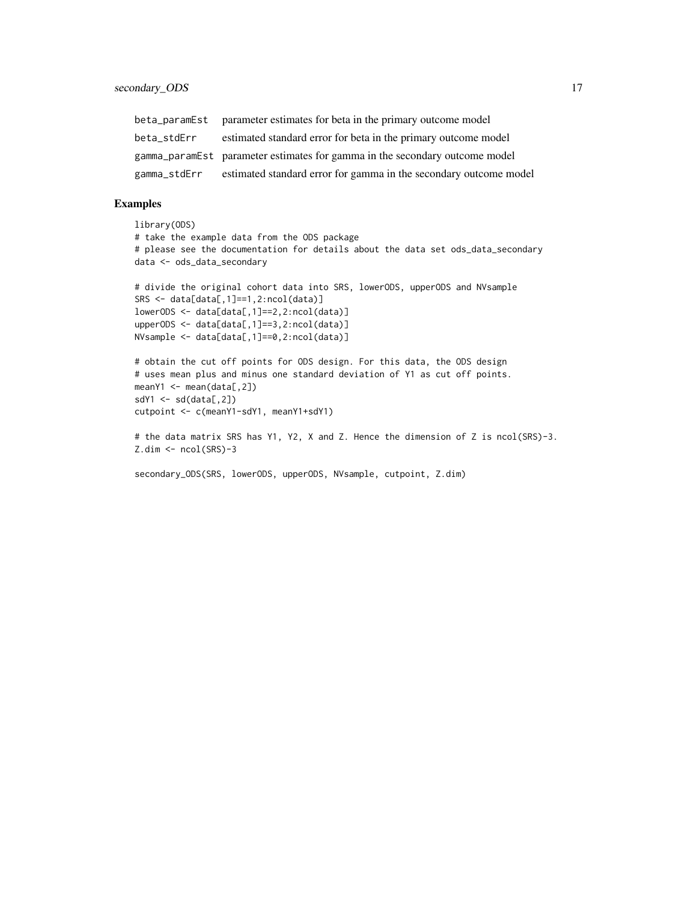| | |
|---|---|
| beta_paramEst | parameter estimates for beta in the primary outcome model |
| beta_stdErr | estimated standard error for beta in the primary outcome model |
| gamma_paramEst | parameter estimates for gamma in the secondary outcome model |
| gamma_stdErr | estimated standard error for gamma in the secondary outcome model |

## Examples

```
library(ODS)
# take the example data from the ODS package
# please see the documentation for details about the data set ods_data_secondary
data <- ods_data_secondary

# divide the original cohort data into SRS, lowerODS, upperODS and NVsample
SRS <- data[data[,1]==1,2:ncol(data)]
lowerODS <- data[data[,1]==2,2:ncol(data)]
upperODS <- data[data[,1]==3,2:ncol(data)]
NVsample <- data[data[,1]==0,2:ncol(data)]

# obtain the cut off points for ODS design. For this data, the ODS design
# uses mean plus and minus one standard deviation of Y1 as cut off points.
meanY1 <- mean(data[,2])
sdY1 <- sd(data[,2])
cutpoint <- c(meanY1-sdY1, meanY1+sdY1)

# the data matrix SRS has Y1, Y2, X and Z. Hence the dimension of Z is ncol(SRS)-3.
Z.dim <- ncol(SRS)-3

secondary_ODS(SRS, lowerODS, upperODS, NVsample, cutpoint, Z.dim)
```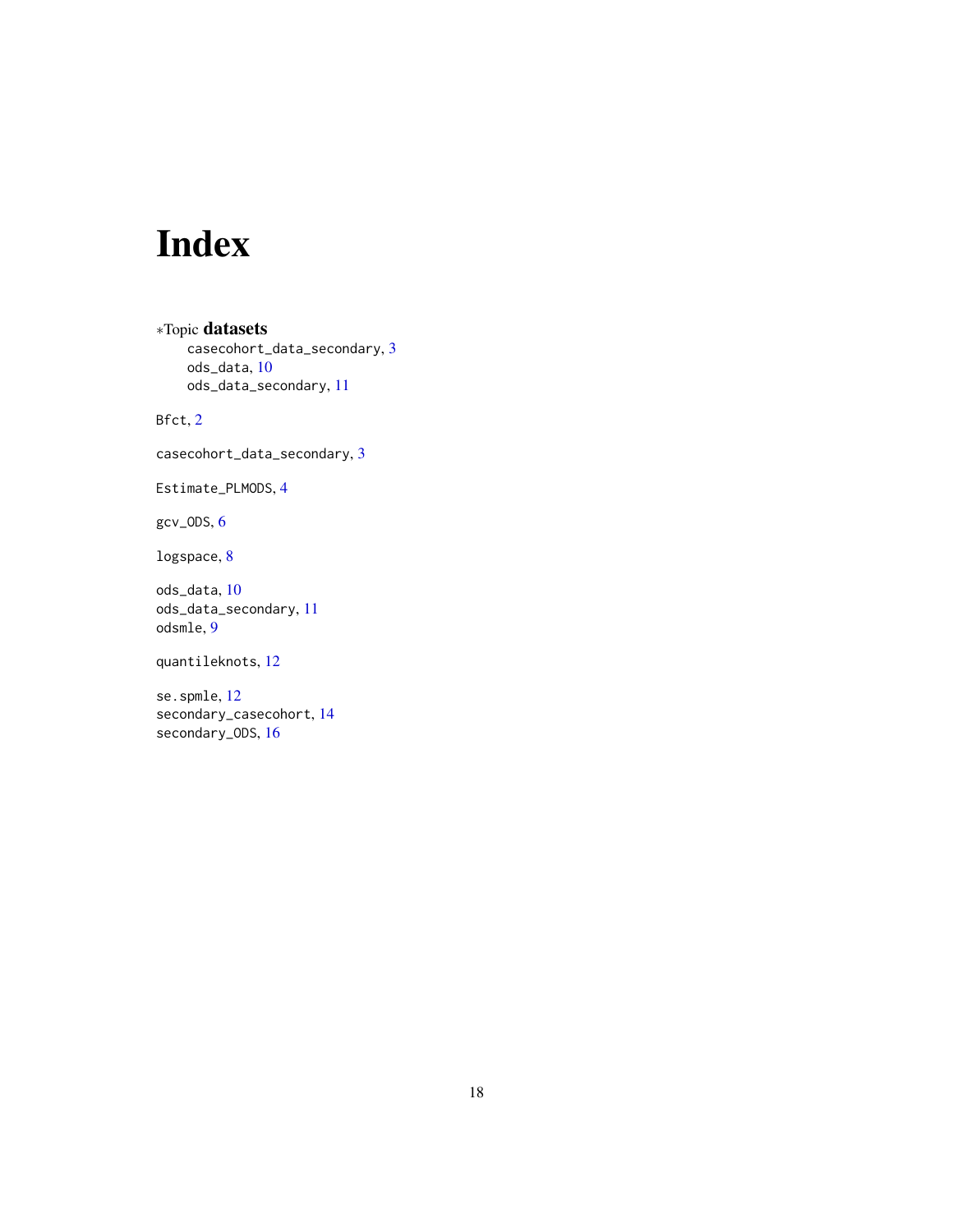# Index

*Topic **datasets**
  casecohort_data_secondary, 3
  ods_data, 10
  ods_data_secondary, 11

Bfct, 2

casecohort_data_secondary, 3

Estimate_PLMODS, 4

gcv_ODS, 6

logspace, 8

ods_data, 10
ods_data_secondary, 11
odsmle, 9

quantileknots, 12

se.spmle, 12
secondary_casecohort, 14
secondary_ODS, 16